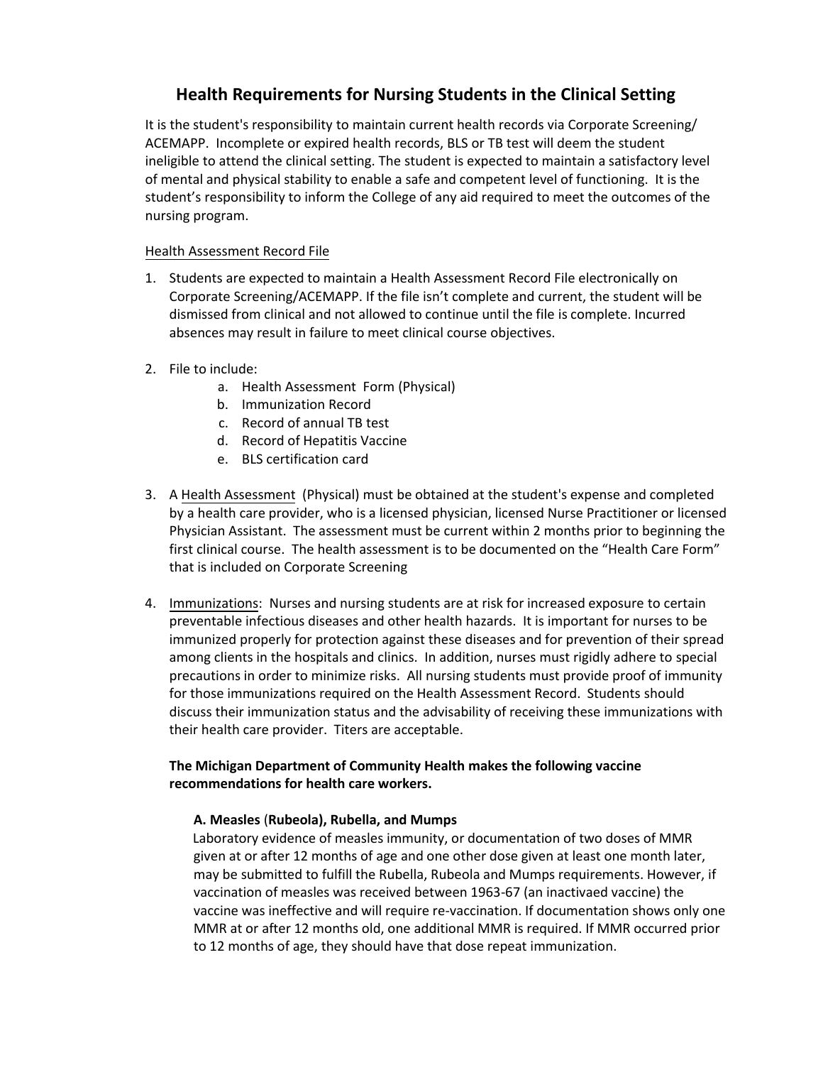# Health Requirements for Nursing Students in the Clinical Setting

It is the student's responsibility to maintain current health records via Corporate Screening/ ACEMAPP. Incomplete or expired health records, BLS or TB test will deem the student ineligible to attend the clinical setting. The student is expected to maintain a satisfactory level of mental and physical stability to enable a safe and competent level of functioning. It is the student's responsibility to inform the College of any aid required to meet the outcomes of the nursing program.

Health Assessment Record File

1. Students are expected to maintain a Health Assessment Record File electronically on Corporate Screening/ACEMAPP. If the file isn't complete and current, the student will be dismissed from clinical and not allowed to continue until the file is complete. Incurred absences may result in failure to meet clinical course objectives.

2. File to include:
   a. Health Assessment Form (Physical)
   b. Immunization Record
   c. Record of annual TB test
   d. Record of Hepatitis Vaccine
   e. BLS certification card

3. A Health Assessment (Physical) must be obtained at the student's expense and completed by a health care provider, who is a licensed physician, licensed Nurse Practitioner or licensed Physician Assistant. The assessment must be current within 2 months prior to beginning the first clinical course. The health assessment is to be documented on the "Health Care Form" that is included on Corporate Screening

4. Immunizations: Nurses and nursing students are at risk for increased exposure to certain preventable infectious diseases and other health hazards. It is important for nurses to be immunized properly for protection against these diseases and for prevention of their spread among clients in the hospitals and clinics. In addition, nurses must rigidly adhere to special precautions in order to minimize risks. All nursing students must provide proof of immunity for those immunizations required on the Health Assessment Record. Students should discuss their immunization status and the advisability of receiving these immunizations with their health care provider. Titers are acceptable.

   **The Michigan Department of Community Health makes the following vaccine recommendations for health care workers.**

   **A. Measles (Rubeola), Rubella, and Mumps**

   Laboratory evidence of measles immunity, or documentation of two doses of MMR given at or after 12 months of age and one other dose given at least one month later, may be submitted to fulfill the Rubella, Rubeola and Mumps requirements. However, if vaccination of measles was received between 1963-67 (an inactivaed vaccine) the vaccine was ineffective and will require re-vaccination. If documentation shows only one MMR at or after 12 months old, one additional MMR is required. If MMR occurred prior to 12 months of age, they should have that dose repeat immunization.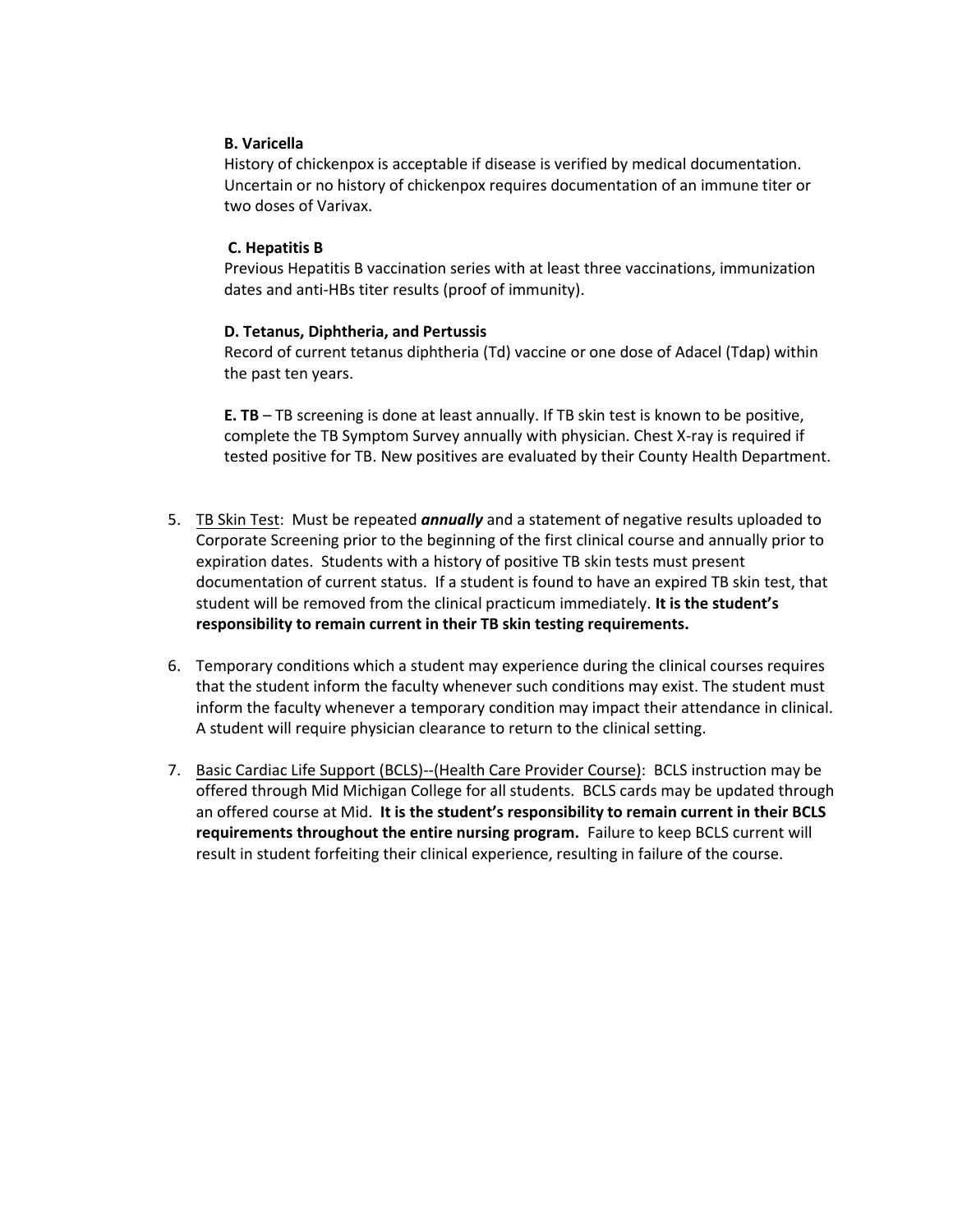**B. Varicella**

History of chickenpox is acceptable if disease is verified by medical documentation. Uncertain or no history of chickenpox requires documentation of an immune titer or two doses of Varivax.

**C. Hepatitis B**

Previous Hepatitis B vaccination series with at least three vaccinations, immunization dates and anti-HBs titer results (proof of immunity).

**D. Tetanus, Diphtheria, and Pertussis**

Record of current tetanus diphtheria (Td) vaccine or one dose of Adacel (Tdap) within the past ten years.

**E. TB** – TB screening is done at least annually. If TB skin test is known to be positive, complete the TB Symptom Survey annually with physician. Chest X-ray is required if tested positive for TB. New positives are evaluated by their County Health Department.

5. <u>TB Skin Test</u>: Must be repeated ***annually*** and a statement of negative results uploaded to Corporate Screening prior to the beginning of the first clinical course and annually prior to expiration dates. Students with a history of positive TB skin tests must present documentation of current status. If a student is found to have an expired TB skin test, that student will be removed from the clinical practicum immediately. **It is the student's responsibility to remain current in their TB skin testing requirements.**

6. Temporary conditions which a student may experience during the clinical courses requires that the student inform the faculty whenever such conditions may exist. The student must inform the faculty whenever a temporary condition may impact their attendance in clinical. A student will require physician clearance to return to the clinical setting.

7. <u>Basic Cardiac Life Support (BCLS)--(Health Care Provider Course)</u>: BCLS instruction may be offered through Mid Michigan College for all students. BCLS cards may be updated through an offered course at Mid. **It is the student's responsibility to remain current in their BCLS requirements throughout the entire nursing program.** Failure to keep BCLS current will result in student forfeiting their clinical experience, resulting in failure of the course.